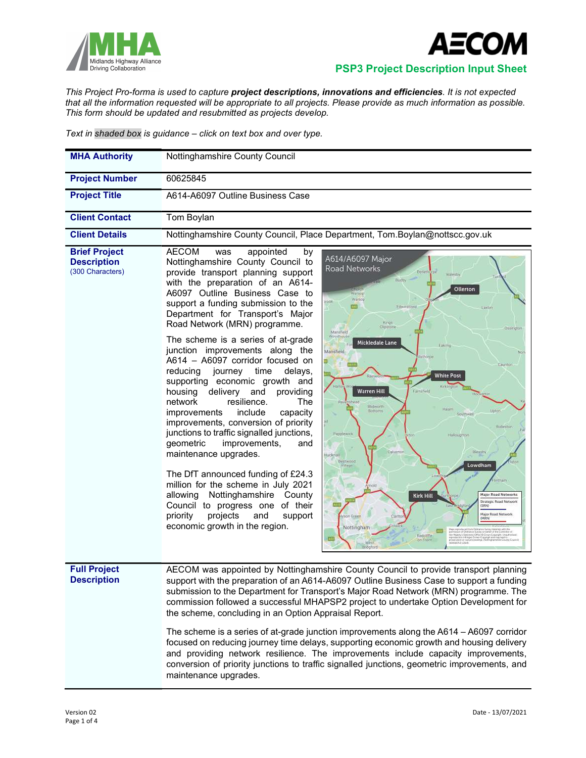**MHA** Midlands Highway Alliance Driving Collaboration

**AECOM**

## PSP3 Project Description Input Sheet

*This Project Pro-forma is used to capture **project descriptions, innovations and efficiencies**. It is not expected that all the information requested will be appropriate to all projects. Please provide as much information as possible. This form should be updated and resubmitted as projects develop.*

*Text in shaded box is guidance – click on text box and over type.*

| | |
|---|---|
| **MHA Authority** | Nottinghamshire County Council |
| **Project Number** | 60625845 |
| **Project Title** | A614-A6097 Outline Business Case |
| **Client Contact** | Tom Boylan |
| **Client Details** | Nottinghamshire County Council, Place Department, Tom.Boylan@nottscc.gov.uk |
| **Brief Project Description** (300 Characters) | AECOM was appointed by Nottinghamshire County Council to provide transport planning support with the preparation of an A614-A6097 Outline Business Case to support a funding submission to the Department for Transport's Major Road Network (MRN) programme.<br><br>The scheme is a series of at-grade junction improvements along the A614 – A6097 corridor focused on reducing journey time delays, supporting economic growth and housing delivery and providing network resilience. The improvements include capacity improvements, conversion of priority junctions to traffic signalled junctions, geometric improvements, and maintenance upgrades.<br><br>The DfT announced funding of £24.3 million for the scheme in July 2021 allowing Nottinghamshire County Council to progress one of their priority projects and support economic growth in the region. |
| **Full Project Description** | AECOM was appointed by Nottinghamshire County Council to provide transport planning support with the preparation of an A614-A6097 Outline Business Case to support a funding submission to the Department for Transport's Major Road Network (MRN) programme. The commission followed a successful MHAPSP2 project to undertake Option Development for the scheme, concluding in an Option Appraisal Report.<br><br>The scheme is a series of at-grade junction improvements along the A614 – A6097 corridor focused on reducing journey time delays, supporting economic growth and housing delivery and providing network resilience. The improvements include capacity improvements, conversion of priority junctions to traffic signalled junctions, geometric improvements, and maintenance upgrades. |

Version 02

Date - 13/07/2021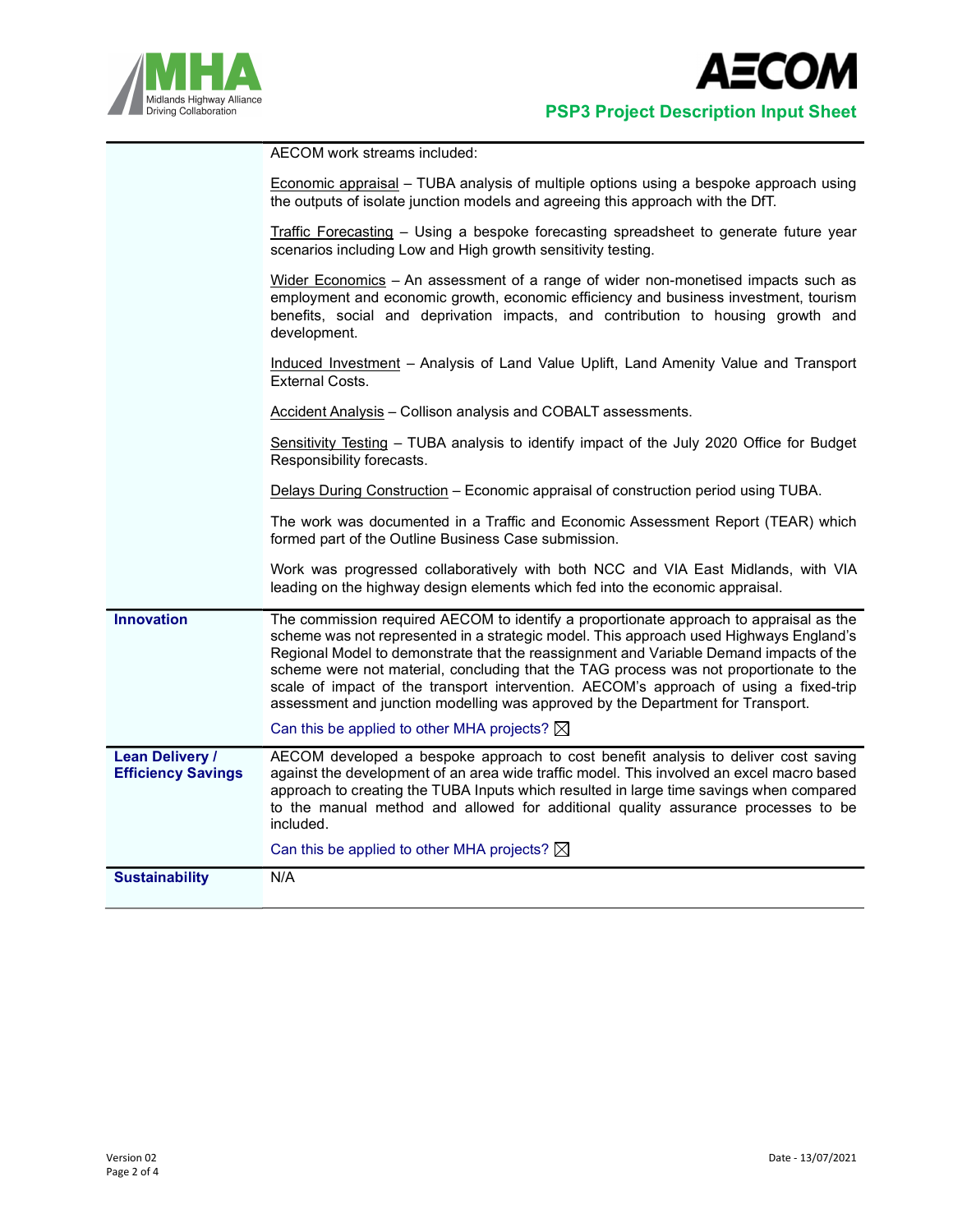| | |
|---|---|
| | AECOM work streams included:<br><br>Economic appraisal – TUBA analysis of multiple options using a bespoke approach using the outputs of isolate junction models and agreeing this approach with the DfT.<br><br>Traffic Forecasting – Using a bespoke forecasting spreadsheet to generate future year scenarios including Low and High growth sensitivity testing.<br><br>Wider Economics – An assessment of a range of wider non-monetised impacts such as employment and economic growth, economic efficiency and business investment, tourism benefits, social and deprivation impacts, and contribution to housing growth and development.<br><br>Induced Investment – Analysis of Land Value Uplift, Land Amenity Value and Transport External Costs.<br><br>Accident Analysis – Collison analysis and COBALT assessments.<br><br>Sensitivity Testing – TUBA analysis to identify impact of the July 2020 Office for Budget Responsibility forecasts.<br><br>Delays During Construction – Economic appraisal of construction period using TUBA.<br><br>The work was documented in a Traffic and Economic Assessment Report (TEAR) which formed part of the Outline Business Case submission.<br><br>Work was progressed collaboratively with both NCC and VIA East Midlands, with VIA leading on the highway design elements which fed into the economic appraisal. |
| **Innovation** | The commission required AECOM to identify a proportionate approach to appraisal as the scheme was not represented in a strategic model. This approach used Highways England's Regional Model to demonstrate that the reassignment and Variable Demand impacts of the scheme were not material, concluding that the TAG process was not proportionate to the scale of impact of the transport intervention. AECOM's approach of using a fixed-trip assessment and junction modelling was approved by the Department for Transport.<br><br>Can this be applied to other MHA projects? ☒ |
| **Lean Delivery / Efficiency Savings** | AECOM developed a bespoke approach to cost benefit analysis to deliver cost saving against the development of an area wide traffic model. This involved an excel macro based approach to creating the TUBA Inputs which resulted in large time savings when compared to the manual method and allowed for additional quality assurance processes to be included.<br><br>Can this be applied to other MHA projects? ☒ |
| **Sustainability** | N/A |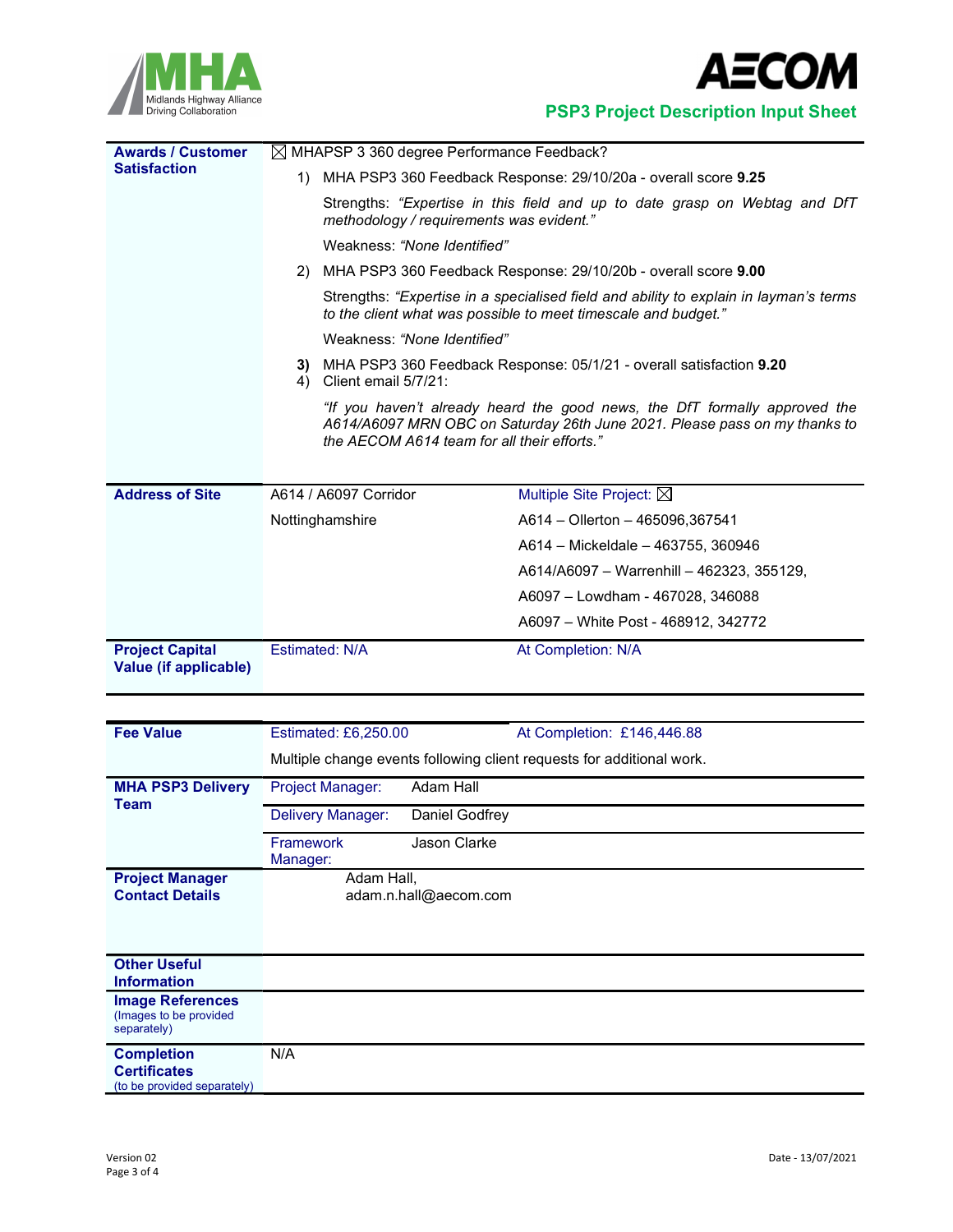**PSP3 Project Description Input Sheet**

| | | |
|---|---|---|
| **Awards / Customer Satisfaction** | ☒ MHAPSP 3 360 degree Performance Feedback?<br>1) MHA PSP3 360 Feedback Response: 29/10/20a - overall score **9.25**<br>Strengths: *"Expertise in this field and up to date grasp on Webtag and DfT methodology / requirements was evident."*<br>Weakness: *"None Identified"*<br>2) MHA PSP3 360 Feedback Response: 29/10/20b - overall score **9.00**<br>Strengths: *"Expertise in a specialised field and ability to explain in layman's terms to the client what was possible to meet timescale and budget."*<br>Weakness: *"None Identified"*<br>**3)** MHA PSP3 360 Feedback Response: 05/1/21 - overall satisfaction **9.20**<br>4) Client email 5/7/21:<br>*"If you haven't already heard the good news, the DfT formally approved the A614/A6097 MRN OBC on Saturday 26th June 2021. Please pass on my thanks to the AECOM A614 team for all their efforts."* | |
| **Address of Site** | A614 / A6097 Corridor<br>Nottinghamshire | Multiple Site Project: ☒<br>A614 – Ollerton – 465096,367541<br>A614 – Mickeldale – 463755, 360946<br>A614/A6097 – Warrenhill – 462323, 355129,<br>A6097 – Lowdham - 467028, 346088<br>A6097 – White Post - 468912, 342772 |
| **Project Capital Value (if applicable)** | Estimated: N/A | At Completion: N/A |

| | | |
|---|---|---|
| **Fee Value** | Estimated: £6,250.00 | At Completion: £146,446.88 |
| | Multiple change events following client requests for additional work. | |
| **MHA PSP3 Delivery Team** | Project Manager: | Adam Hall |
| | Delivery Manager: | Daniel Godfrey |
| | Framework Manager: | Jason Clarke |
| **Project Manager Contact Details** | Adam Hall,<br>adam.n.hall@aecom.com | |
| **Other Useful Information** | | |
| **Image References** (Images to be provided separately) | | |
| **Completion Certificates** (to be provided separately) | N/A | |

Version 02

Date - 13/07/2021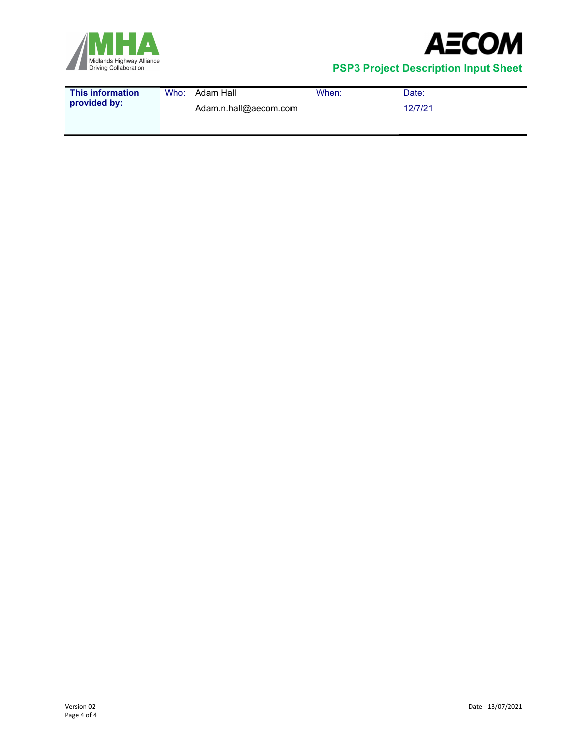| | | | | |
|---|---|---|---|---|
| **This information provided by:** | Who: | Adam Hall<br>Adam.n.hall@aecom.com | When: | Date:<br>12/7/21 |